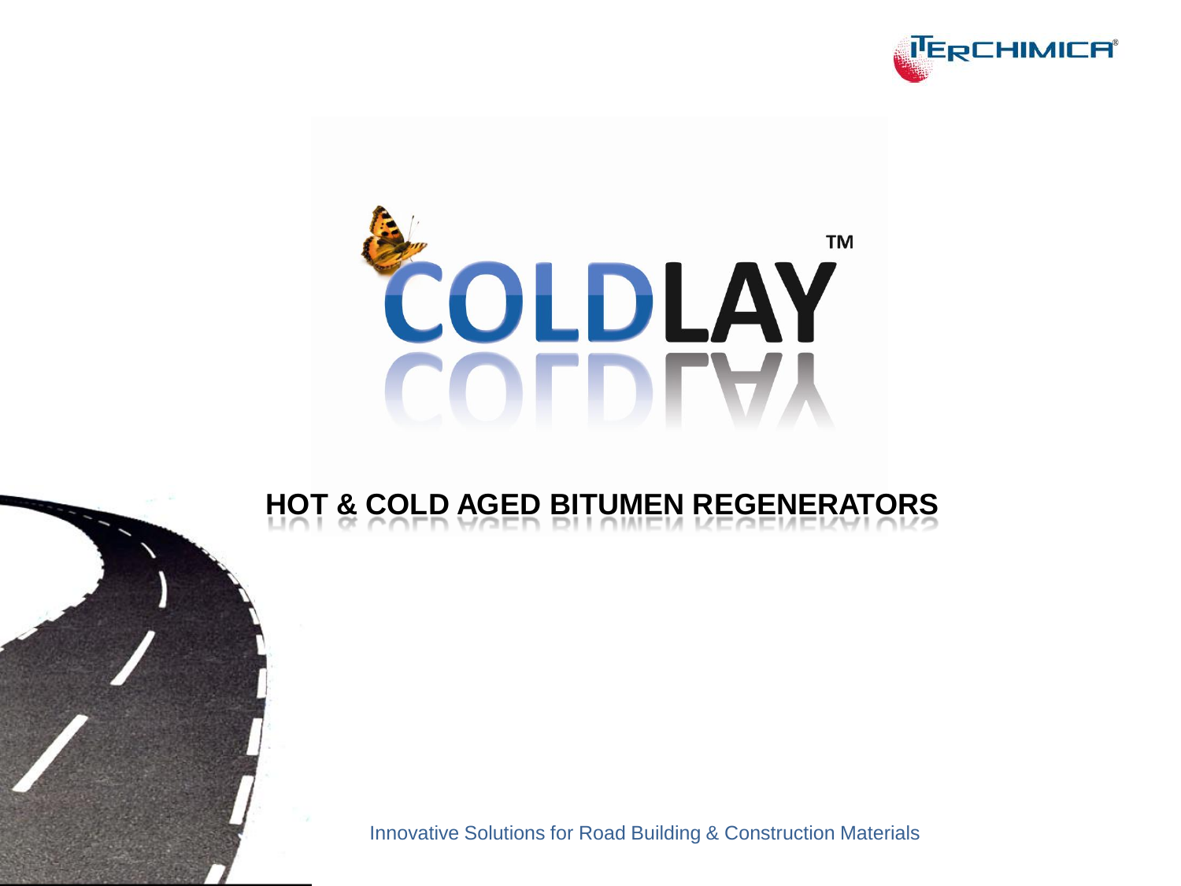# COLDLAY™

## HOT & COLD AGED BITUMEN REGENERATORS

Innovative Solutions for Road Building & Construction Materials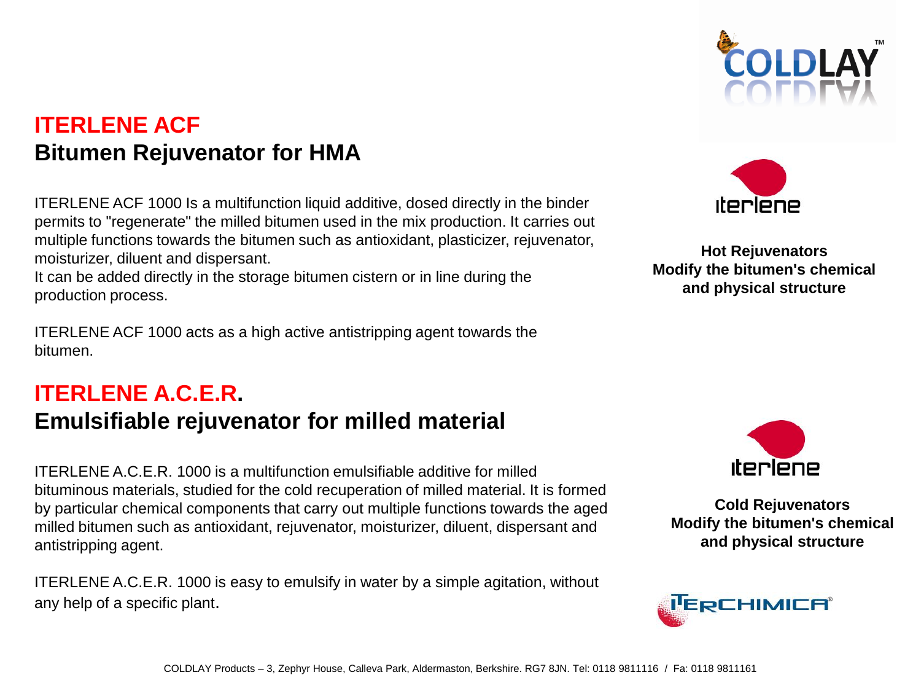## ITERLENE ACF
## Bitumen Rejuvenator for HMA

ITERLENE ACF 1000 Is a multifunction liquid additive, dosed directly in the binder permits to "regenerate" the milled bitumen used in the mix production. It carries out multiple functions towards the bitumen such as antioxidant, plasticizer, rejuvenator, moisturizer, diluent and dispersant.
It can be added directly in the storage bitumen cistern or in line during the production process.

ITERLENE ACF 1000 acts as a high active antistripping agent towards the bitumen.

**Hot Rejuvenators**
**Modify the bitumen's chemical and physical structure**

## ITERLENE A.C.E.R.
## Emulsifiable rejuvenator for milled material

ITERLENE A.C.E.R. 1000 is a multifunction emulsifiable additive for milled bituminous materials, studied for the cold recuperation of milled material. It is formed by particular chemical components that carry out multiple functions towards the aged milled bitumen such as antioxidant, rejuvenator, moisturizer, diluent, dispersant and antistripping agent.

ITERLENE A.C.E.R. 1000 is easy to emulsify in water by a simple agitation, without any help of a specific plant.

**Cold Rejuvenators**
**Modify the bitumen's chemical and physical structure**

COLDLAY Products – 3, Zephyr House, Calleva Park, Aldermaston, Berkshire. RG7 8JN. Tel: 0118 9811116 / Fa: 0118 9811161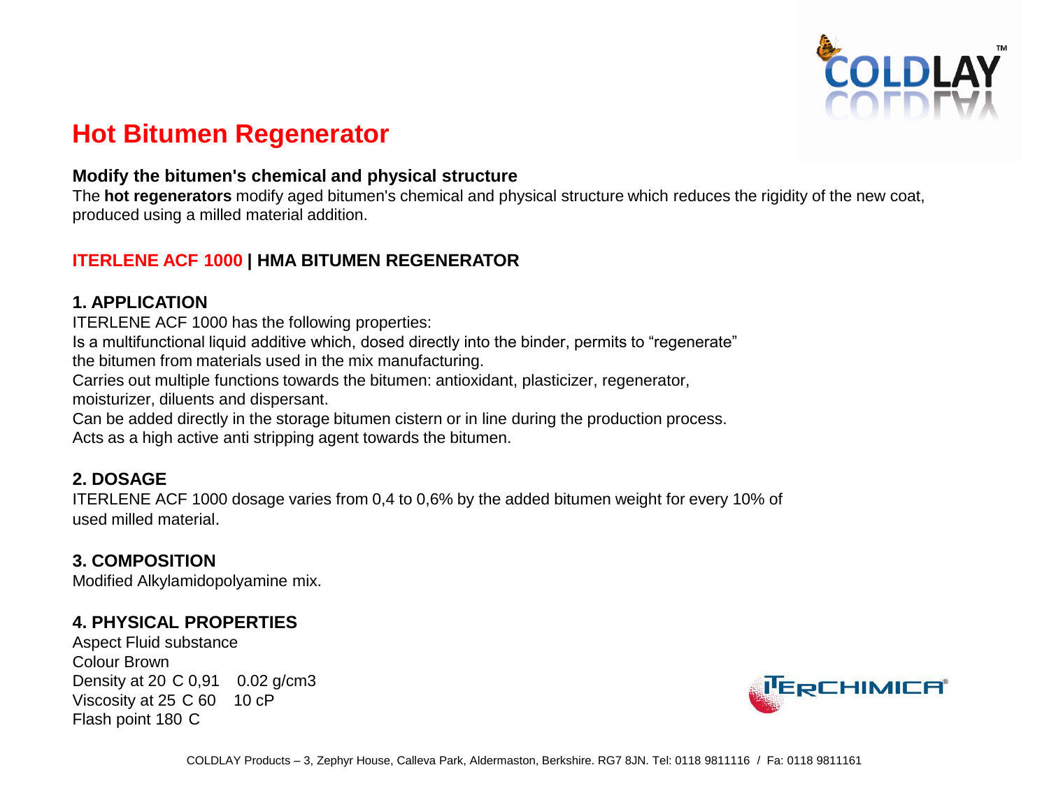# Hot Bitumen Regenerator

**Modify the bitumen's chemical and physical structure**

The **hot regenerators** modify aged bitumen's chemical and physical structure which reduces the rigidity of the new coat, produced using a milled material addition.

## ITERLENE ACF 1000 | HMA BITUMEN REGENERATOR

### 1. APPLICATION

ITERLENE ACF 1000 has the following properties:
Is a multifunctional liquid additive which, dosed directly into the binder, permits to "regenerate" the bitumen from materials used in the mix manufacturing.
Carries out multiple functions towards the bitumen: antioxidant, plasticizer, regenerator, moisturizer, diluents and dispersant.
Can be added directly in the storage bitumen cistern or in line during the production process.
Acts as a high active anti stripping agent towards the bitumen.

### 2. DOSAGE

ITERLENE ACF 1000 dosage varies from 0,4 to 0,6% by the added bitumen weight for every 10% of used milled material.

### 3. COMPOSITION

Modified Alkylamidopolyamine mix.

### 4. PHYSICAL PROPERTIES

Aspect Fluid substance
Colour Brown
Density at 20 C 0,91 0.02 g/cm3
Viscosity at 25 C 60 10 cP
Flash point 180 C

COLDLAY Products – 3, Zephyr House, Calleva Park, Aldermaston, Berkshire. RG7 8JN. Tel: 0118 9811116 / Fa: 0118 9811161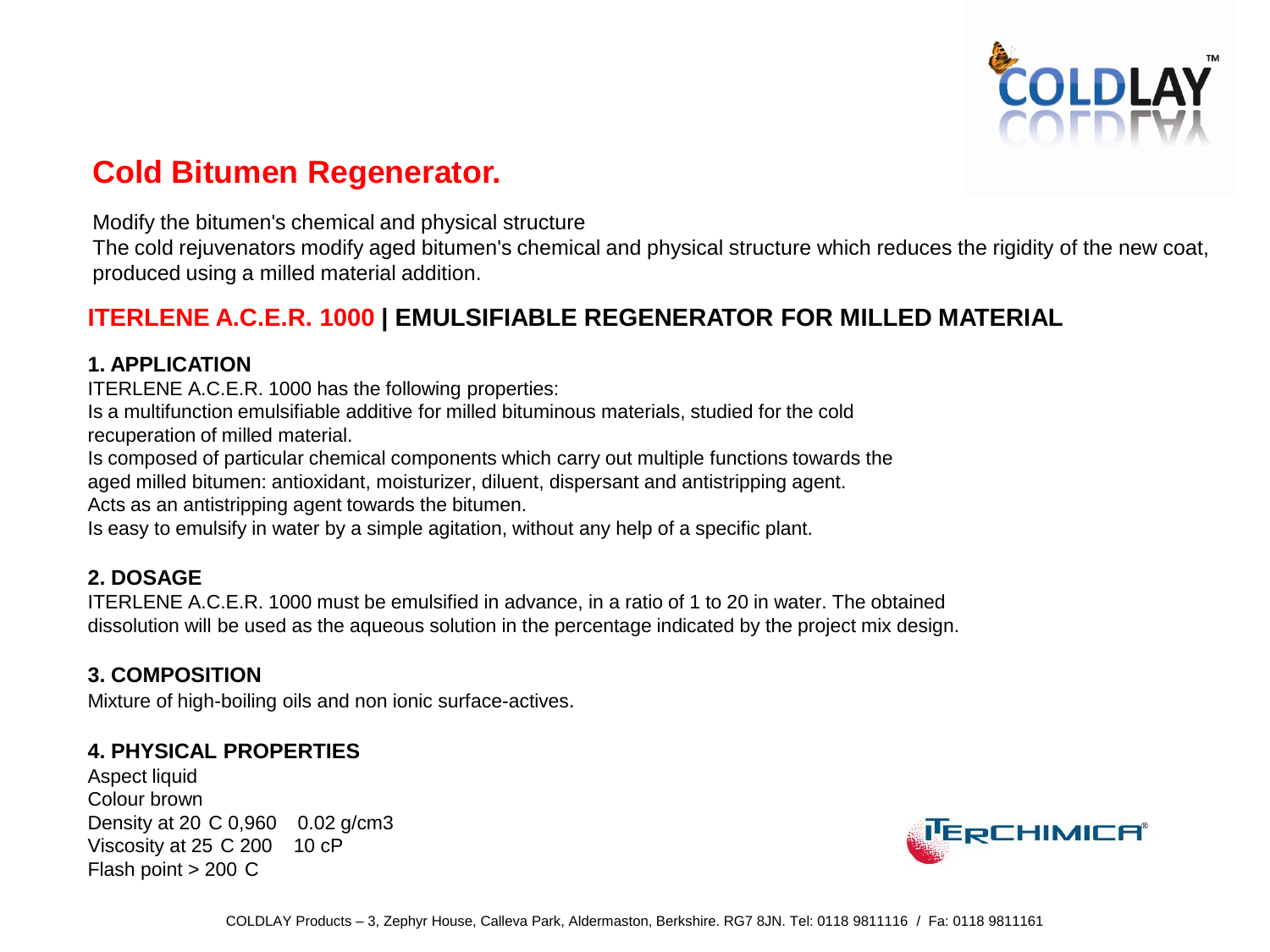# Cold Bitumen Regenerator.

Modify the bitumen's chemical and physical structure

The cold rejuvenators modify aged bitumen's chemical and physical structure which reduces the rigidity of the new coat, produced using a milled material addition.

## ITERLENE A.C.E.R. 1000 | EMULSIFIABLE REGENERATOR FOR MILLED MATERIAL

### 1. APPLICATION

ITERLENE A.C.E.R. 1000 has the following properties:

Is a multifunction emulsifiable additive for milled bituminous materials, studied for the cold recuperation of milled material.

Is composed of particular chemical components which carry out multiple functions towards the aged milled bitumen: antioxidant, moisturizer, diluent, dispersant and antistripping agent.

Acts as an antistripping agent towards the bitumen.

Is easy to emulsify in water by a simple agitation, without any help of a specific plant.

### 2. DOSAGE

ITERLENE A.C.E.R. 1000 must be emulsified in advance, in a ratio of 1 to 20 in water. The obtained dissolution will be used as the aqueous solution in the percentage indicated by the project mix design.

### 3. COMPOSITION

Mixture of high-boiling oils and non ionic surface-actives.

### 4. PHYSICAL PROPERTIES

Aspect liquid
Colour brown
Density at 20 C 0,960 0.02 g/cm3
Viscosity at 25 C 200 10 cP
Flash point > 200 C

COLDLAY Products – 3, Zephyr House, Calleva Park, Aldermaston, Berkshire. RG7 8JN. Tel: 0118 9811116 / Fa: 0118 9811161